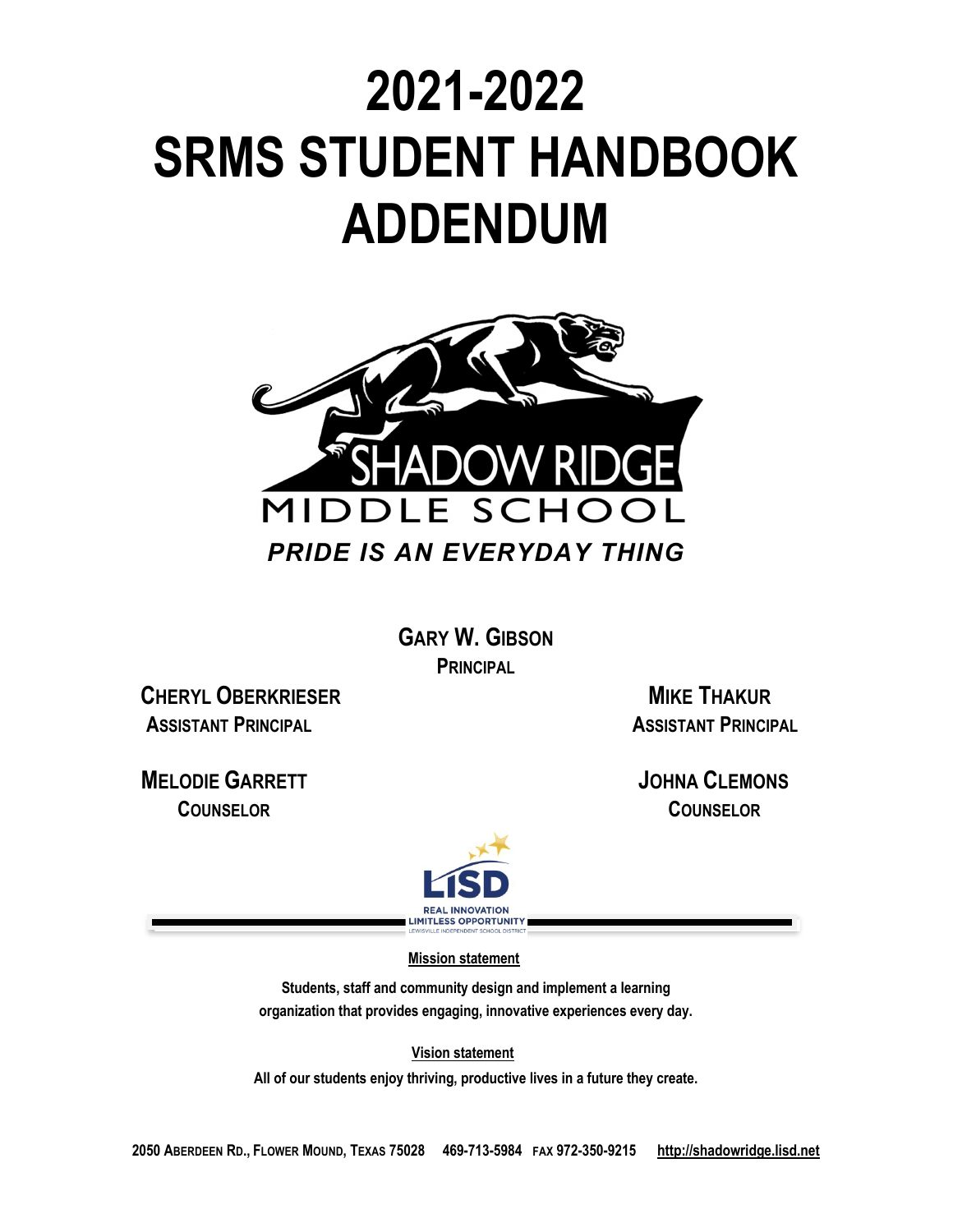# 2021-2022
# SRMS STUDENT HANDBOOK
# ADDENDUM

SHADOW RIDGE
MIDDLE SCHOOL

***PRIDE IS AN EVERYDAY THING***

**GARY W. GIBSON**
**PRINCIPAL**

**CHERYL OBERKRIESER**
**ASSISTANT PRINCIPAL**

**MIKE THAKUR**
**ASSISTANT PRINCIPAL**

**MELODIE GARRETT**
**COUNSELOR**

**JOHNA CLEMONS**
**COUNSELOR**

LISD
REAL INNOVATION
LIMITLESS OPPORTUNITY
LEWISVILLE INDEPENDENT SCHOOL DISTRICT

**Mission statement**

**Students, staff and community design and implement a learning organization that provides engaging, innovative experiences every day.**

**Vision statement**

**All of our students enjoy thriving, productive lives in a future they create.**

**2050 ABERDEEN RD., FLOWER MOUND, TEXAS 75028 469-713-5984 FAX 972-350-9215 http://shadowridge.lisd.net**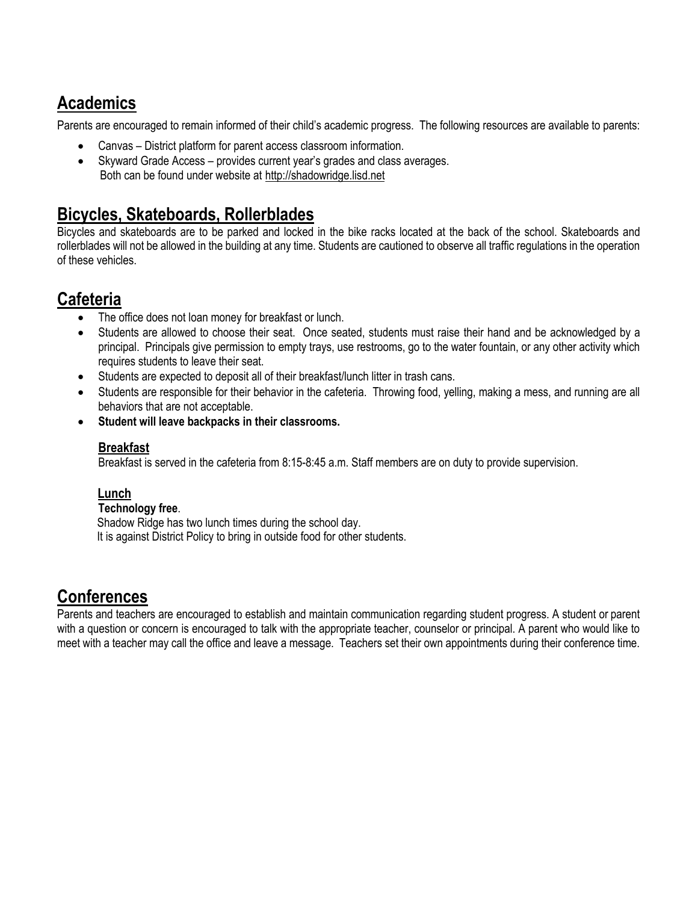## Academics

Parents are encouraged to remain informed of their child's academic progress. The following resources are available to parents:

- Canvas – District platform for parent access classroom information.
- Skyward Grade Access – provides current year's grades and class averages.
  Both can be found under website at http://shadowridge.lisd.net

## Bicycles, Skateboards, Rollerblades

Bicycles and skateboards are to be parked and locked in the bike racks located at the back of the school. Skateboards and rollerblades will not be allowed in the building at any time. Students are cautioned to observe all traffic regulations in the operation of these vehicles.

## Cafeteria

- The office does not loan money for breakfast or lunch.
- Students are allowed to choose their seat. Once seated, students must raise their hand and be acknowledged by a principal. Principals give permission to empty trays, use restrooms, go to the water fountain, or any other activity which requires students to leave their seat.
- Students are expected to deposit all of their breakfast/lunch litter in trash cans.
- Students are responsible for their behavior in the cafeteria. Throwing food, yelling, making a mess, and running are all behaviors that are not acceptable.
- **Student will leave backpacks in their classrooms.**

### Breakfast

Breakfast is served in the cafeteria from 8:15-8:45 a.m. Staff members are on duty to provide supervision.

### Lunch

**Technology free**.

Shadow Ridge has two lunch times during the school day.

It is against District Policy to bring in outside food for other students.

## Conferences

Parents and teachers are encouraged to establish and maintain communication regarding student progress. A student or parent with a question or concern is encouraged to talk with the appropriate teacher, counselor or principal. A parent who would like to meet with a teacher may call the office and leave a message. Teachers set their own appointments during their conference time.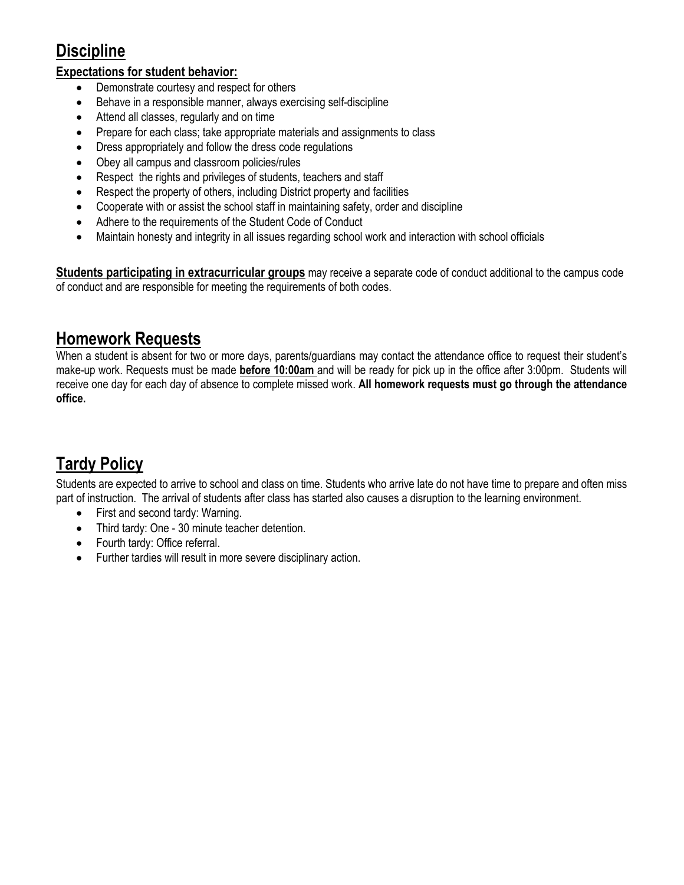## Discipline

**Expectations for student behavior:**

- Demonstrate courtesy and respect for others
- Behave in a responsible manner, always exercising self-discipline
- Attend all classes, regularly and on time
- Prepare for each class; take appropriate materials and assignments to class
- Dress appropriately and follow the dress code regulations
- Obey all campus and classroom policies/rules
- Respect the rights and privileges of students, teachers and staff
- Respect the property of others, including District property and facilities
- Cooperate with or assist the school staff in maintaining safety, order and discipline
- Adhere to the requirements of the Student Code of Conduct
- Maintain honesty and integrity in all issues regarding school work and interaction with school officials

**Students participating in extracurricular groups** may receive a separate code of conduct additional to the campus code of conduct and are responsible for meeting the requirements of both codes.

## Homework Requests

When a student is absent for two or more days, parents/guardians may contact the attendance office to request their student's make-up work. Requests must be made **before 10:00am** and will be ready for pick up in the office after 3:00pm. Students will receive one day for each day of absence to complete missed work. **All homework requests must go through the attendance office.**

## Tardy Policy

Students are expected to arrive to school and class on time. Students who arrive late do not have time to prepare and often miss part of instruction. The arrival of students after class has started also causes a disruption to the learning environment.

- First and second tardy: Warning.
- Third tardy: One - 30 minute teacher detention.
- Fourth tardy: Office referral.
- Further tardies will result in more severe disciplinary action.